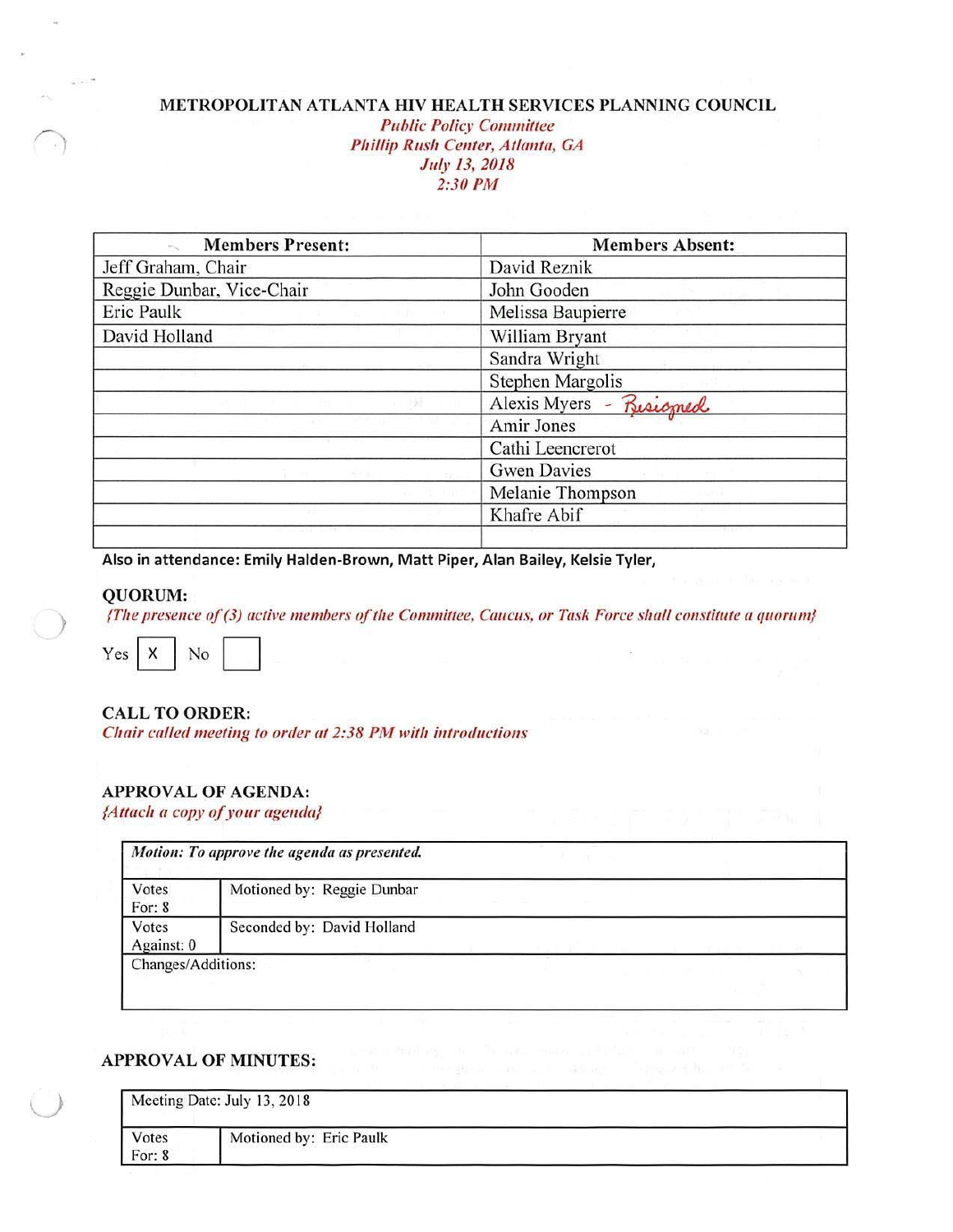# METROPOLITAN ATLANTA HIV HEALTH SERVICES PLANNING COUNCIL

*Public Policy Committee*
*Phillip Rush Center, Atlanta, GA*
*July 13, 2018*
*2:30 PM*

| Members Present: | Members Absent: |
|---|---|
| Jeff Graham, Chair | David Reznik |
| Reggie Dunbar, Vice-Chair | John Gooden |
| Eric Paulk | Melissa Baupierre |
| David Holland | William Bryant |
| | Sandra Wright |
| | Stephen Margolis |
| | Alexis Myers - Resigned |
| | Amir Jones |
| | Cathi Leencrerot |
| | Gwen Davies |
| | Melanie Thompson |
| | Khafre Abif |
| | |

**Also in attendance: Emily Halden-Brown, Matt Piper, Alan Bailey, Kelsie Tyler,**

## QUORUM:

*{The presence of (3) active members of the Committee, Caucus, or Task Force shall constitute a quorum}*

Yes [X] No [ ]

## CALL TO ORDER:

*Chair called meeting to order at 2:38 PM with introductions*

## APPROVAL OF AGENDA:

*{Attach a copy of your agenda}*

| *Motion: To approve the agenda as presented.* | |
|---|---|
| Votes For: 8 | Motioned by: Reggie Dunbar |
| Votes Against: 0 | Seconded by: David Holland |
| Changes/Additions: | |

## APPROVAL OF MINUTES:

| Meeting Date: July 13, 2018 | |
|---|---|
| Votes For: 8 | Motioned by: Eric Paulk |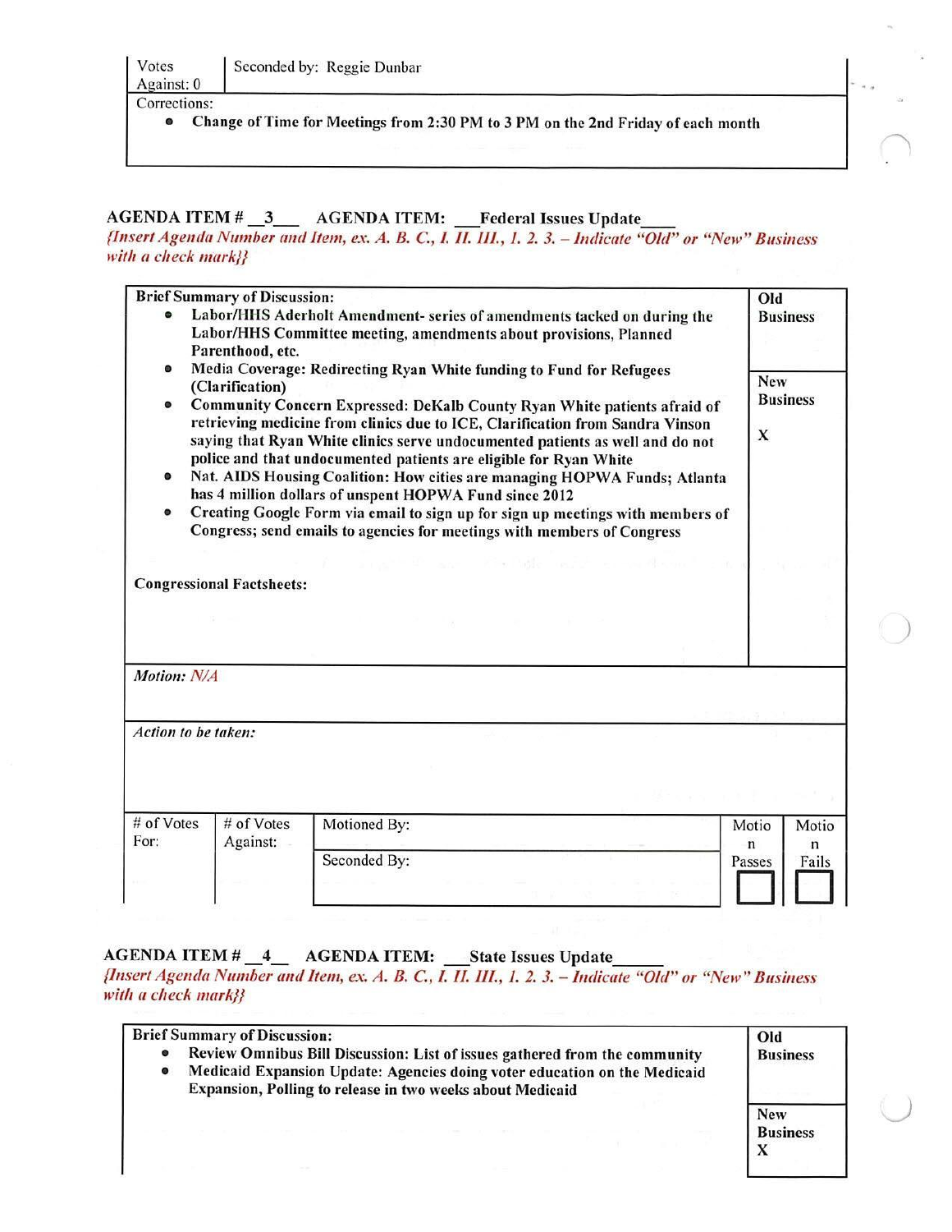| Votes Against: 0 | Seconded by: Reggie Dunbar |
|---|---|

Corrections:

- **Change of Time for Meetings from 2:30 PM to 3 PM on the 2nd Friday of each month**

**AGENDA ITEM # __3__ AGENDA ITEM: __Federal Issues Update____**

*{Insert Agenda Number and Item, ex. A. B. C., I. II. III., 1. 2. 3. – Indicate "Old" or "New" Business with a check mark}}*

| Brief Summary of Discussion: | Old Business / New Business |
|---|---|
| • **Labor/HHS Aderholt Amendment- series of amendments tacked on during the Labor/HHS Committee meeting, amendments about provisions, Planned Parenthood, etc.**<br>• **Media Coverage: Redirecting Ryan White funding to Fund for Refugees (Clarification)**<br>• **Community Concern Expressed: DeKalb County Ryan White patients afraid of retrieving medicine from clinics due to ICE, Clarification from Sandra Vinson saying that Ryan White clinics serve undocumented patients as well and do not police and that undocumented patients are eligible for Ryan White**<br>• **Nat. AIDS Housing Coalition: How cities are managing HOPWA Funds; Atlanta has 4 million dollars of unspent HOPWA Fund since 2012**<br>• **Creating Google Form via email to sign up for sign up meetings with members of Congress; send emails to agencies for meetings with members of Congress**<br><br>**Congressional Factsheets:** | **Old Business**<br><br>**New Business**<br>**X** |

*Motion: N/A*

*Action to be taken:*

| # of Votes For: | # of Votes Against: | Motioned By: | Motion Passes | Motion Fails |
|---|---|---|---|---|
| | | Seconded By: | ☐ | ☐ |

**AGENDA ITEM # __4__ AGENDA ITEM: __State Issues Update______**

*{Insert Agenda Number and Item, ex. A. B. C., I. II. III., 1. 2. 3. – Indicate "Old" or "New" Business with a check mark}}*

| Brief Summary of Discussion: | Old Business / New Business |
|---|---|
| • **Review Omnibus Bill Discussion: List of issues gathered from the community**<br>• **Medicaid Expansion Update: Agencies doing voter education on the Medicaid Expansion, Polling to release in two weeks about Medicaid** | **Old Business**<br><br>**New Business**<br>**X** |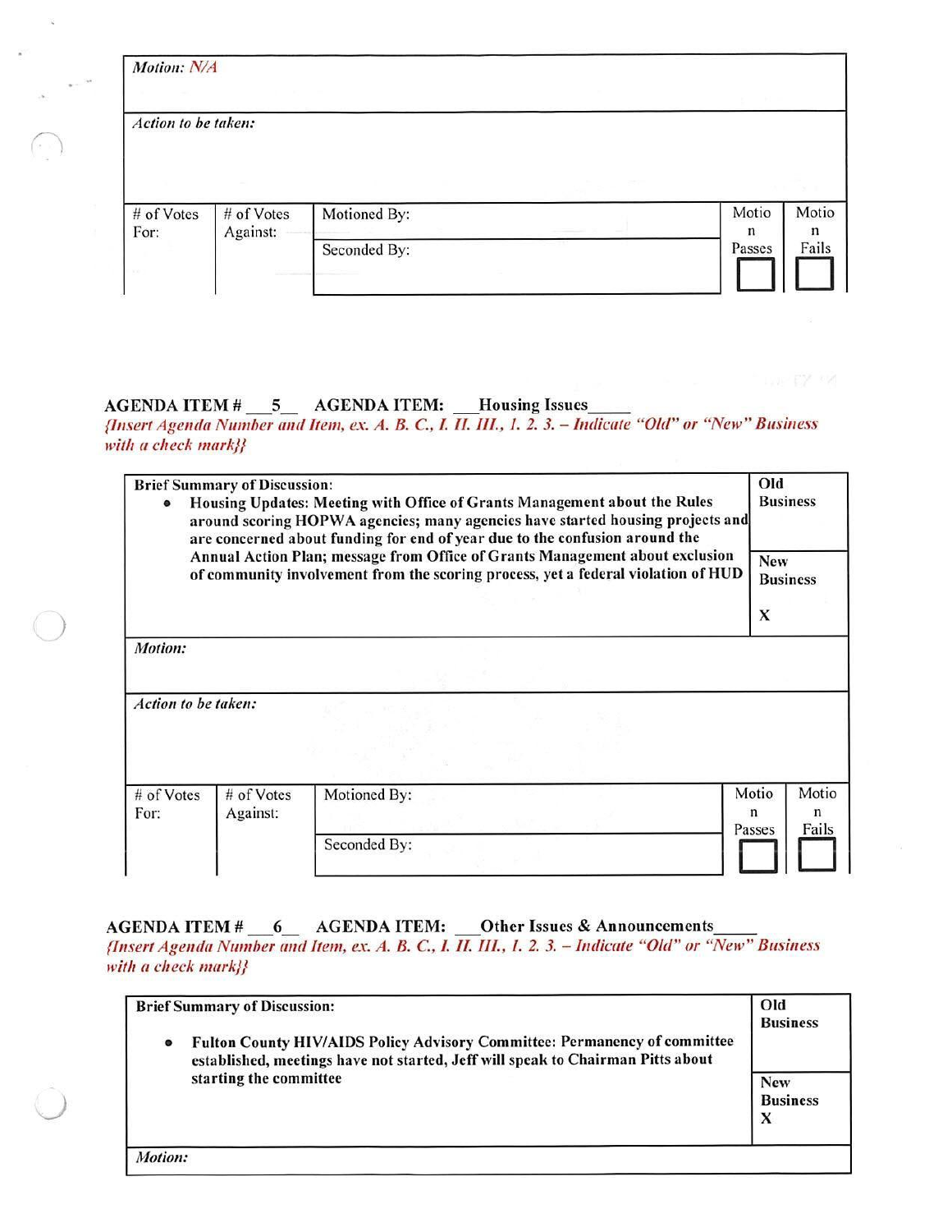| *Motion: N/A* | | | | |
|---|---|---|---|---|
| *Action to be taken:* | | | | |
| # of Votes For: | # of Votes Against: | Motioned By: | Motion Passes | Motion Fails |
| | | Seconded By: | ☐ | ☐ |

**AGENDA ITEM # \_\_\_5\_\_ AGENDA ITEM: \_\_\_Housing Issues\_\_\_\_\_**

*{Insert Agenda Number and Item, ex. A. B. C., I. II. III., 1. 2. 3. – Indicate "Old" or "New" Business with a check mark}}*

| Brief Summary of Discussion: | | | | |
|---|---|---|---|---|
| • **Housing Updates: Meeting with Office of Grants Management about the Rules around scoring HOPWA agencies; many agencies have started housing projects and are concerned about funding for end of year due to the confusion around the Annual Action Plan; message from Office of Grants Management about exclusion of community involvement from the scoring process, yet a federal violation of HUD** | | | **Old Business** | |
| | | | **New Business** X | |
| *Motion:* | | | | |
| *Action to be taken:* | | | | |
| # of Votes For: | # of Votes Against: | Motioned By: | Motion Passes | Motion Fails |
| | | Seconded By: | ☐ | ☐ |

**AGENDA ITEM # \_\_\_6\_\_ AGENDA ITEM: \_\_\_Other Issues & Announcements\_\_\_\_\_**

*{Insert Agenda Number and Item, ex. A. B. C., I. II. III., 1. 2. 3. – Indicate "Old" or "New" Business with a check mark}}*

| **Brief Summary of Discussion:** | |
|---|---|
| • **Fulton County HIV/AIDS Policy Advisory Committee: Permanency of committee established, meetings have not started, Jeff will speak to Chairman Pitts about starting the committee** | **Old Business** |
| | **New Business** X |
| *Motion:* | |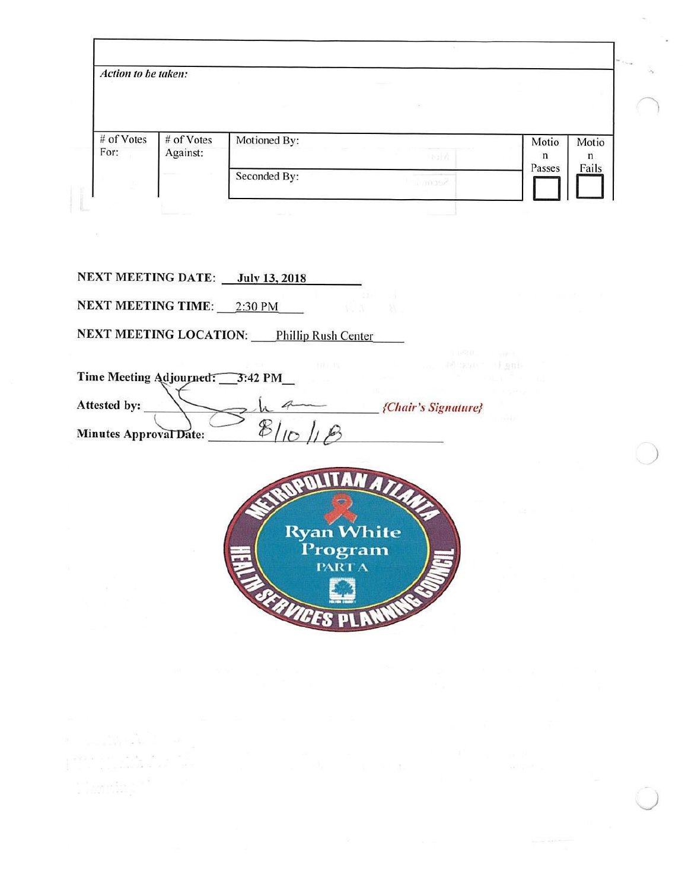| | | | | |
|---|---|---|---|---|
| *Action to be taken:* | | | | |
| # of Votes For: | # of Votes Against: | Motioned By: | Motion Passes | Motion Fails |
| | | Seconded By: | ☐ | ☐ |

**NEXT MEETING DATE:** July 13, 2018

**NEXT MEETING TIME:** 2:30 PM

**NEXT MEETING LOCATION:** Phillip Rush Center

**Time Meeting Adjourned:** 3:42 PM

**Attested by:** _______________ *{Chair's Signature}*

**Minutes Approval Date:** 8/10/18

METROPOLITAN ATLANTA
Ryan White Program
PART A
HEALTH SERVICES PLANNING COUNCIL